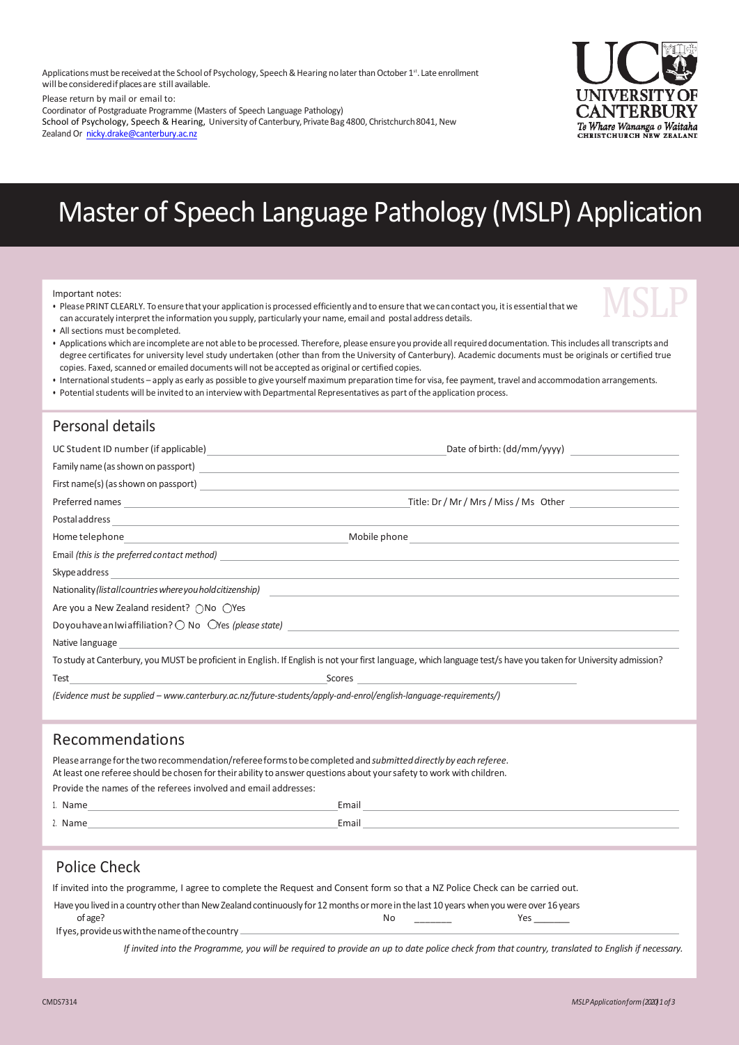Applications must be received at the School of Psychology, Speech & Hearing no later than October 1st. Late enrollment will be considered if places are still available.

Please return by mail or email to:
Coordinator of Postgraduate Programme (Masters of Speech Language Pathology)
School of Psychology, Speech & Hearing, University of Canterbury, Private Bag 4800, Christchurch 8041, New Zealand Or nicky.drake@canterbury.ac.nz

UC UNIVERSITY OF CANTERBURY Te Whare Wānanga o Waitaha CHRISTCHURCH NEW ZEALAND

# Master of Speech Language Pathology (MSLP) Application

MSLP

Important notes:

- Please PRINT CLEARLY. To ensure that your application is processed efficiently and to ensure that we can contact you, it is essential that we can accurately interpret the information you supply, particularly your name, email and postal address details.
- All sections must be completed.
- Applications which are incomplete are not able to be processed. Therefore, please ensure you provide all required documentation. This includes all transcripts and degree certificates for university level study undertaken (other than from the University of Canterbury). Academic documents must be originals or certified true copies. Faxed, scanned or emailed documents will not be accepted as original or certified copies.
- International students – apply as early as possible to give yourself maximum preparation time for visa, fee payment, travel and accommodation arrangements.
- Potential students will be invited to an interview with Departmental Representatives as part of the application process.

## Personal details

UC Student ID number (if applicable) ______________________ Date of birth: (dd/mm/yyyy) ______________

Family name (as shown on passport) ______________________

First name(s) (as shown on passport) ______________________

Preferred names ______________________ Title: Dr / Mr / Mrs / Miss / Ms Other ______________

Postal address ______________________

Home telephone ______________________ Mobile phone ______________________

Email *(this is the preferred contact method)* ______________________

Skype address ______________________

Nationality *(list all countries where you hold citizenship)* ______________________

Are you a New Zealand resident? ◯ No ◯ Yes

Do you have an Iwi affiliation? ◯ No ◯ Yes *(please state)* ______________________

Native language ______________________

To study at Canterbury, you MUST be proficient in English. If English is not your first language, which language test/s have you taken for University admission?

Test ______________________ Scores ______________________

*(Evidence must be supplied – www.canterbury.ac.nz/future-students/apply-and-enrol/english-language-requirements/)*

## Recommendations

Please arrange for the two recommendation/referee forms to be completed and *submitted directly by each referee*.
At least one referee should be chosen for their ability to answer questions about your safety to work with children.

Provide the names of the referees involved and email addresses:

1. Name ______________________ Email ______________________
2. Name ______________________ Email ______________________

## Police Check

If invited into the programme, I agree to complete the Request and Consent form so that a NZ Police Check can be carried out.

Have you lived in a country other than New Zealand continuously for 12 months or more in the last 10 years when you were over 16 years of age? No _______ Yes _______

If yes, provide us with the name of the country ______________________

*If invited into the Programme, you will be required to provide an up to date police check from that country, translated to English if necessary.*

CMDS7314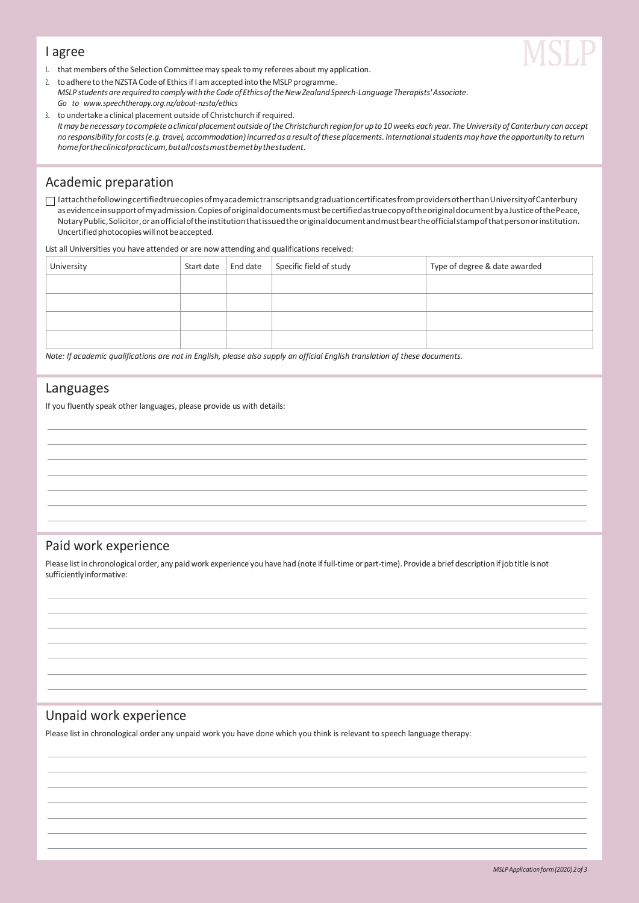## I agree

1. that members of the Selection Committee may speak to my referees about my application.
2. to adhere to the NZSTA Code of Ethics if I am accepted into the MSLP programme.
   *MSLP students are required to comply with the Code of Ethics of the New Zealand Speech-Language Therapists' Associate.*
   *Go to www.speechtherapy.org.nz/about-nzsta/ethics*
3. to undertake a clinical placement outside of Christchurch if required.
   *It may be necessary to complete a clinical placement outside of the Christchurch region for up to 10 weeks each year. The University of Canterbury can accept no responsibility for costs (e.g. travel, accommodation) incurred as a result of these placements. International students may have the opportunity to return home for the clinical practicum, but all costs must be met by the student.*

## Academic preparation

☐ I attach the following certified true copies of my academic transcripts and graduation certificates from providers other than University of Canterbury as evidence in support of my admission. Copies of original documents must be certified as true copy of the original document by a Justice of the Peace, Notary Public, Solicitor, or an official of the institution that issued the original document and must bear the official stamp of that person or institution. Uncertified photocopies will not be accepted.

List all Universities you have attended or are now attending and qualifications received:

| University | Start date | End date | Specific field of study | Type of degree & date awarded |
|---|---|---|---|---|
| | | | | |
| | | | | |
| | | | | |
| | | | | |

*Note: If academic qualifications are not in English, please also supply an official English translation of these documents.*

## Languages

If you fluently speak other languages, please provide us with details:

## Paid work experience

Please list in chronological order, any paid work experience you have had (note if full-time or part-time). Provide a brief description if job title is not sufficiently informative:

## Unpaid work experience

Please list in chronological order any unpaid work you have done which you think is relevant to speech language therapy: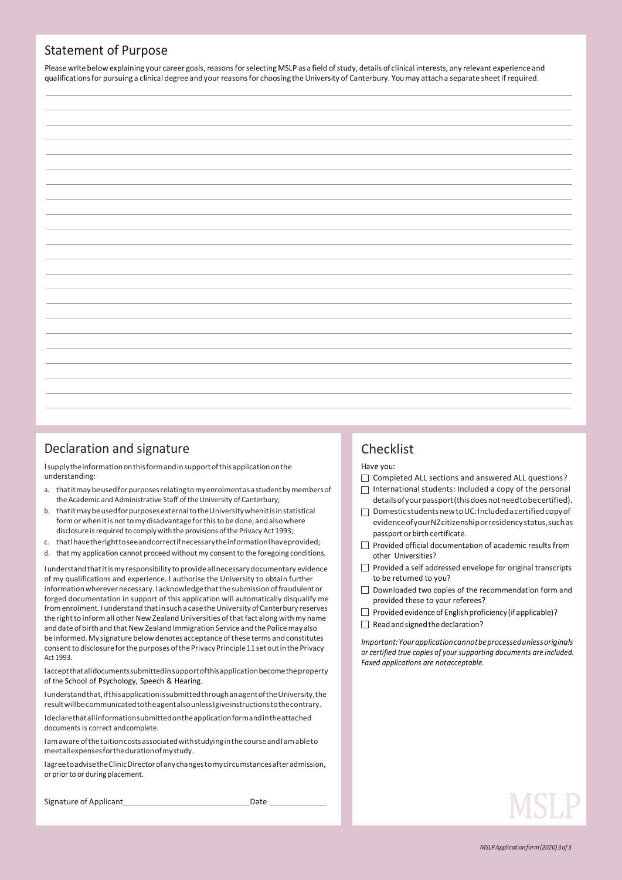## Statement of Purpose

Please write below explaining your career goals, reasons for selecting MSLP as a field of study, details of clinical interests, any relevant experience and qualifications for pursuing a clinical degree and your reasons for choosing the University of Canterbury. You may attach a separate sheet if required.

## Declaration and signature

I supply the information on this form and in support of this application on the understanding:

a. that it may be used for purposes relating to my enrolment as a student by members of the Academic and Administrative Staff of the University of Canterbury;
b. that it may be used for purposes external to the University when it is in statistical form or when it is not to my disadvantage for this to be done, and also where disclosure is required to comply with the provisions of the Privacy Act 1993;
c. that I have the right to see and correct if necessary the information I have provided;
d. that my application cannot proceed without my consent to the foregoing conditions.

I understand that it is my responsibility to provide all necessary documentary evidence of my qualifications and experience. I authorise the University to obtain further information wherever necessary. I acknowledge that the submission of fraudulent or forged documentation in support of this application will automatically disqualify me from enrolment. I understand that in such a case the University of Canterbury reserves the right to inform all other New Zealand Universities of that fact along with my name and date of birth and that New Zealand Immigration Service and the Police may also be informed. My signature below denotes acceptance of these terms and constitutes consent to disclosure for the purposes of the Privacy Principle 11 set out in the Privacy Act 1993.

I accept that all documents submitted in support of this application become the property of the School of Psychology, Speech & Hearing.

I understand that, if this application is submitted through an agent of the University, the result will be communicated to the agent also unless I give instructions to the contrary.

I declare that all information submitted on the application form and in the attached documents is correct and complete.

I am aware of the tuition costs associated with studying in the course and I am able to meet all expenses for the duration of my study.

I agree to advise the Clinic Director of any changes to my circumstances after admission, or prior to or during placement.

Signature of Applicant ____________________ Date __________

## Checklist

Have you:

- ☐ Completed ALL sections and answered ALL questions?
- ☐ International students: Included a copy of the personal details of your passport (this does not need to be certified).
- ☐ Domestic students new to UC: Included a certified copy of evidence of your NZ citizenship or residency status, such as passport or birth certificate.
- ☐ Provided official documentation of academic results from other Universities?
- ☐ Provided a self addressed envelope for original transcripts to be returned to you?
- ☐ Downloaded two copies of the recommendation form and provided these to your referees?
- ☐ Provided evidence of English proficiency (if applicable)?
- ☐ Read and signed the declaration?

*Important: Your application cannot be processed unless originals or certified true copies of your supporting documents are included. Faxed applications are not acceptable.*

MSLP